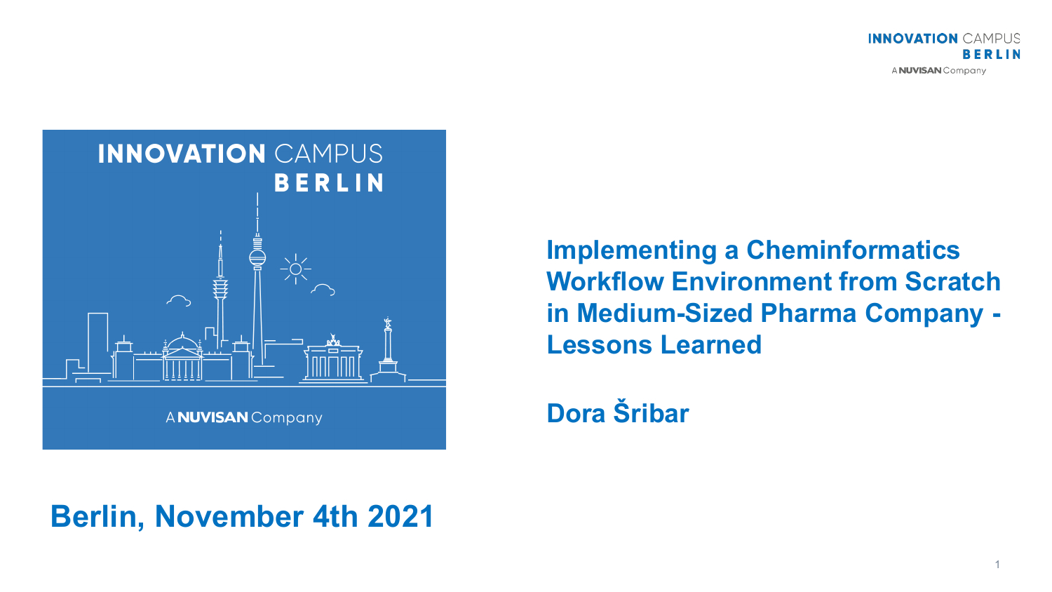# Implementing a Cheminformatics Workflow Environment from Scratch in Medium-Sized Pharma Company - Lessons Learned

**Dora Šribar**

**Berlin, November 4th 2021**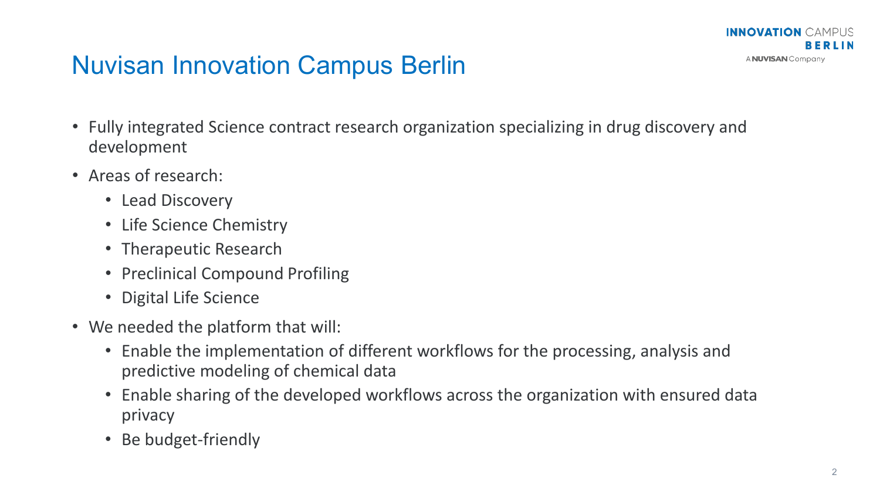# Nuvisan Innovation Campus Berlin

- Fully integrated Science contract research organization specializing in drug discovery and development
- Areas of research:
  - Lead Discovery
  - Life Science Chemistry
  - Therapeutic Research
  - Preclinical Compound Profiling
  - Digital Life Science
- We needed the platform that will:
  - Enable the implementation of different workflows for the processing, analysis and predictive modeling of chemical data
  - Enable sharing of the developed workflows across the organization with ensured data privacy
  - Be budget-friendly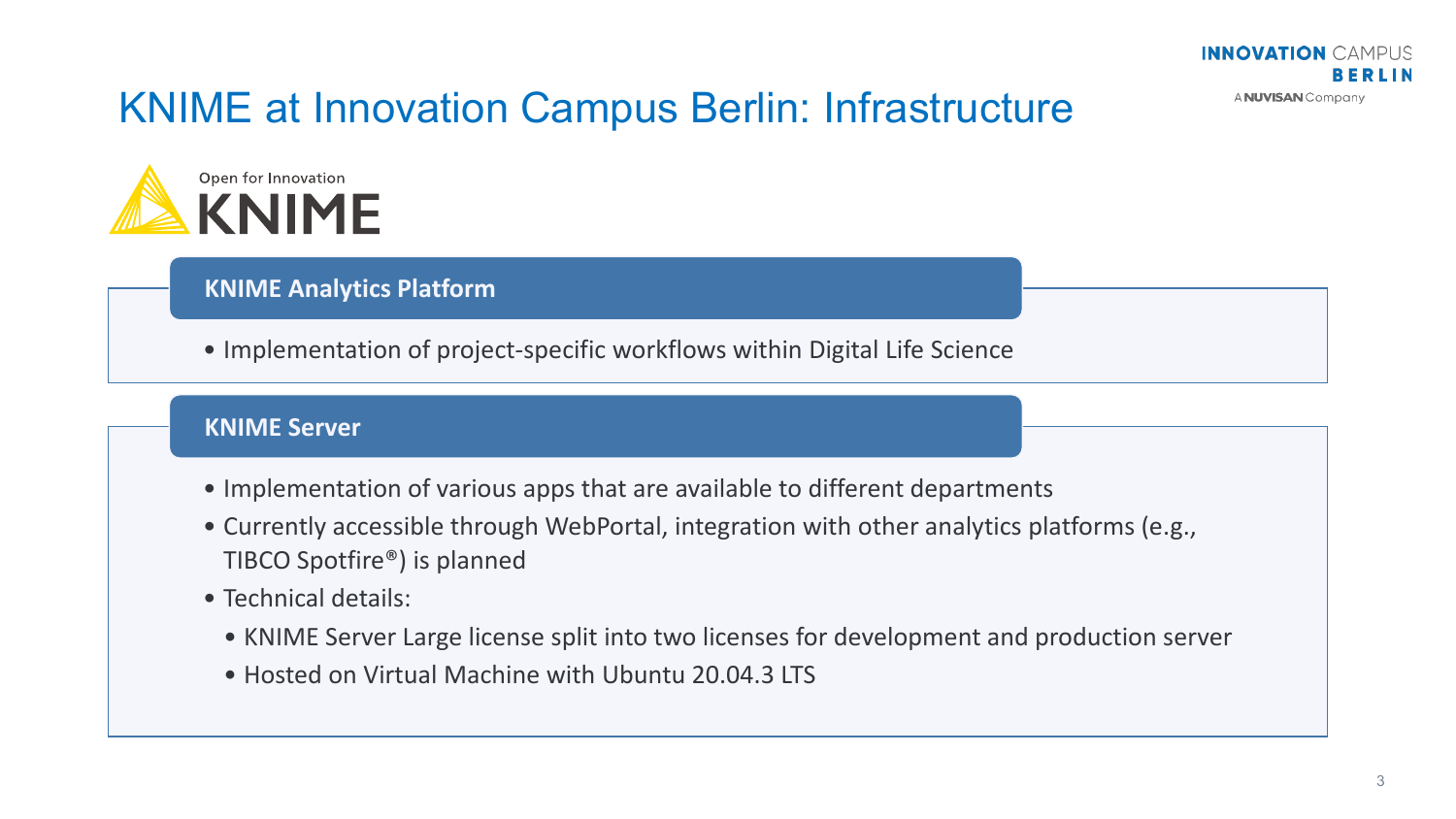# KNIME at Innovation Campus Berlin: Infrastructure

Open for Innovation
KNIME

## KNIME Analytics Platform

- Implementation of project-specific workflows within Digital Life Science

## KNIME Server

- Implementation of various apps that are available to different departments
- Currently accessible through WebPortal, integration with other analytics platforms (e.g., TIBCO Spotfire®) is planned
- Technical details:
  - KNIME Server Large license split into two licenses for development and production server
  - Hosted on Virtual Machine with Ubuntu 20.04.3 LTS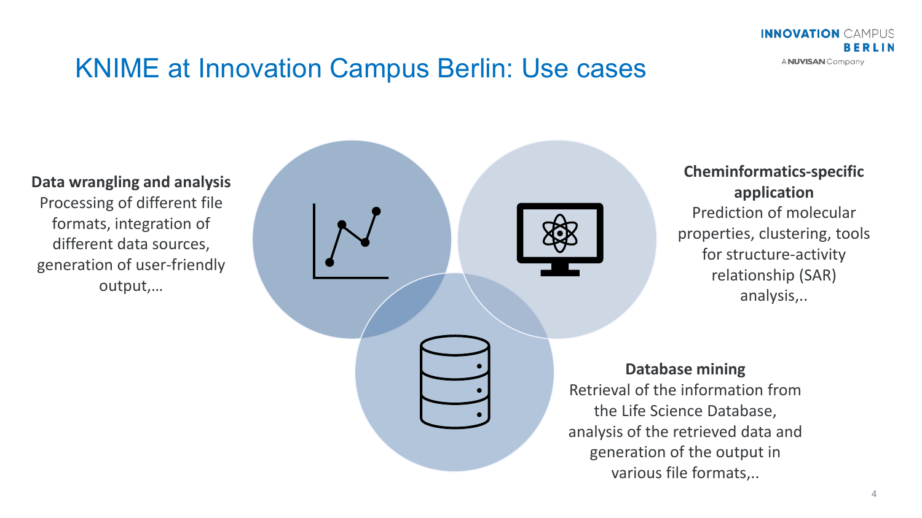# KNIME at Innovation Campus Berlin: Use cases

**Data wrangling and analysis**
Processing of different file formats, integration of different data sources, generation of user-friendly output,…

**Cheminformatics-specific application**
Prediction of molecular properties, clustering, tools for structure-activity relationship (SAR) analysis,..

**Database mining**
Retrieval of the information from the Life Science Database, analysis of the retrieved data and generation of the output in various file formats,..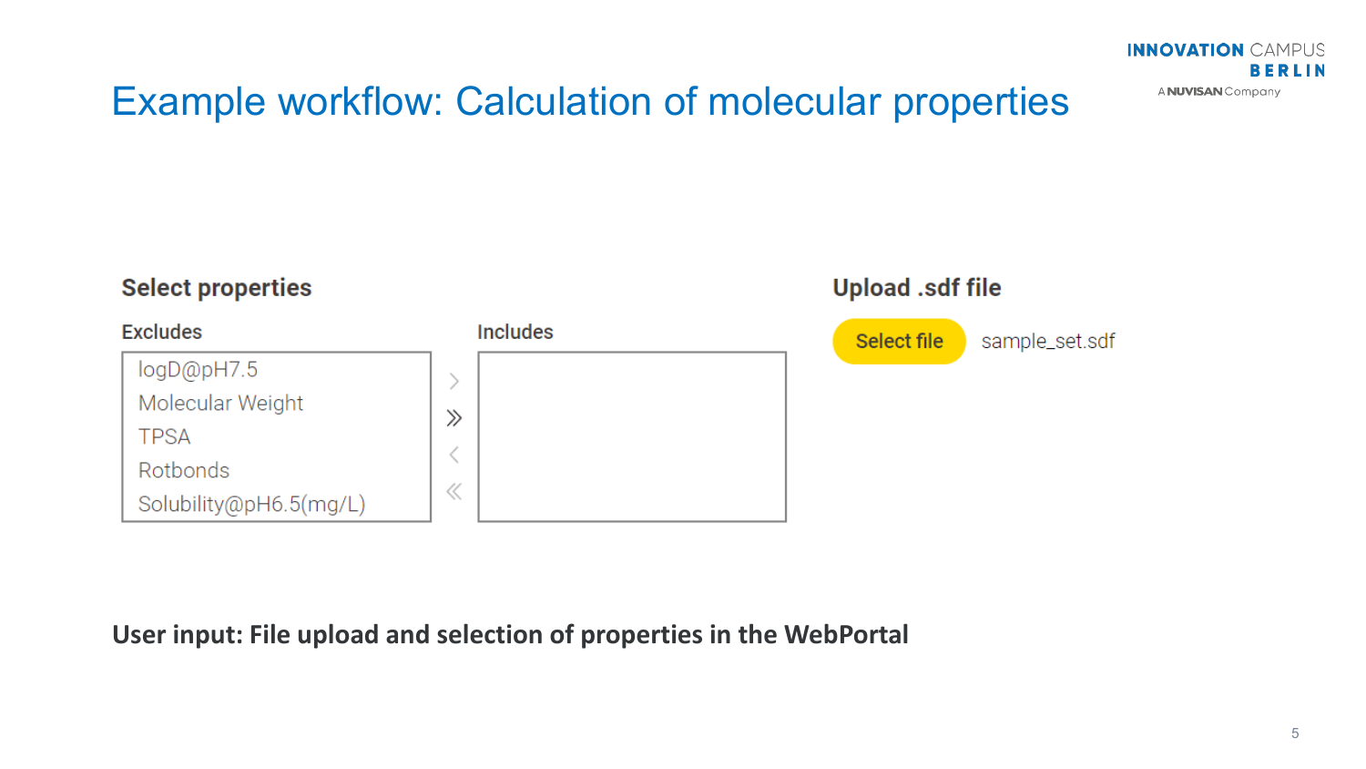# Example workflow: Calculation of molecular properties

### Select properties

**Excludes**

- logD@pH7.5
- Molecular Weight
- TPSA
- Rotbonds
- Solubility@pH6.5(mg/L)

**Includes**

### Upload .sdf file

Select file — sample_set.sdf

**User input: File upload and selection of properties in the WebPortal**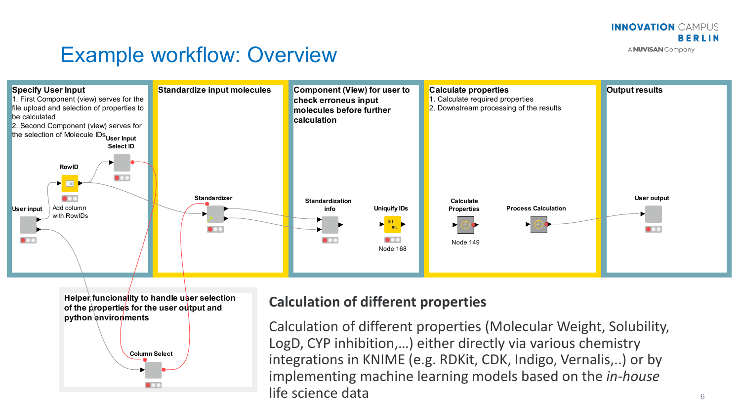# Example workflow: Overview

**Specify User Input**
1. First Component (view) serves for the file upload and selection of properties to be calculated
2. Second Component (view) serves for the selection of Molecule IDs

User Input Select ID

RowID

User input

Add column with RowIDs

**Standardize input molecules**

Standardizer

**Component (View) for user to check erroneus input molecules before further calculation**

Standardization info

Uniquify IDs

Node 168

**Calculate properties**
1. Calculate required properties
2. Downstream processing of the results

Calculate Properties

Node 149

Process Calculation

**Output results**

User output

**Helper funcionality to handle user selection of the properties for the user output and python environments**

Column Select

## Calculation of different properties

Calculation of different properties (Molecular Weight, Solubility, LogD, CYP inhibition,…) either directly via various chemistry integrations in KNIME (e.g. RDKit, CDK, Indigo, Vernalis,..) or by implementing machine learning models based on the *in-house* life science data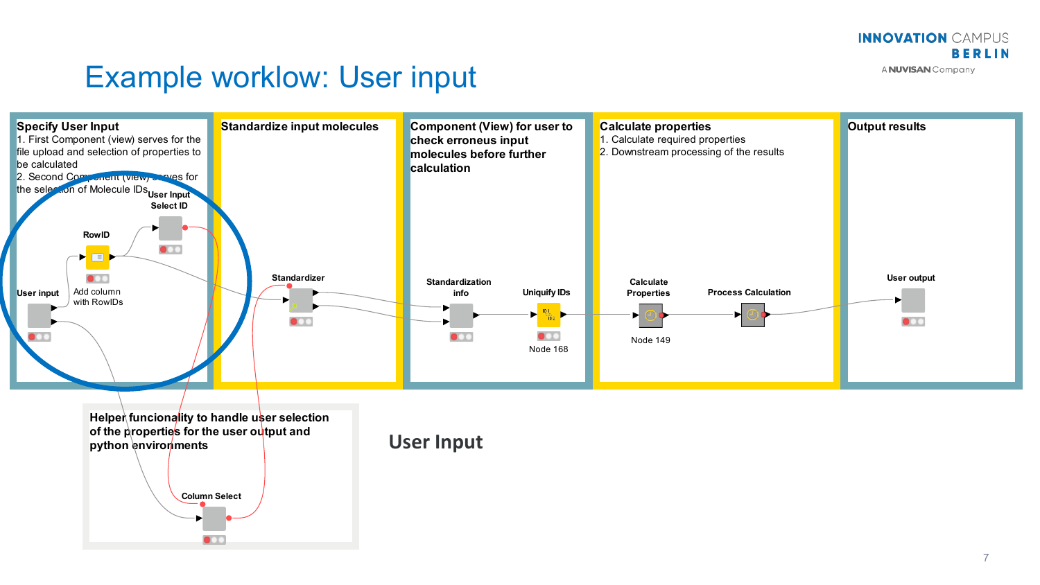# Example worklow: User input

**Specify User Input**
1. First Component (view) serves for the file upload and selection of properties to be calculated
2. Second Component (view) serves for the selection of Molecule IDs

User Input Select ID

RowID

User input

Add column with RowIDs

**Standardize input molecules**

Standardizer

**Component (View) for user to check erroneus input molecules before further calculation**

Standardization info

Uniquify IDs

Node 168

**Calculate properties**
1. Calculate required properties
2. Downstream processing of the results

Calculate Properties

Node 149

Process Calculation

**Output results**

User output

**Helper funcionality to handle user selection of the properties for the user output and python environments**

Column Select

## User Input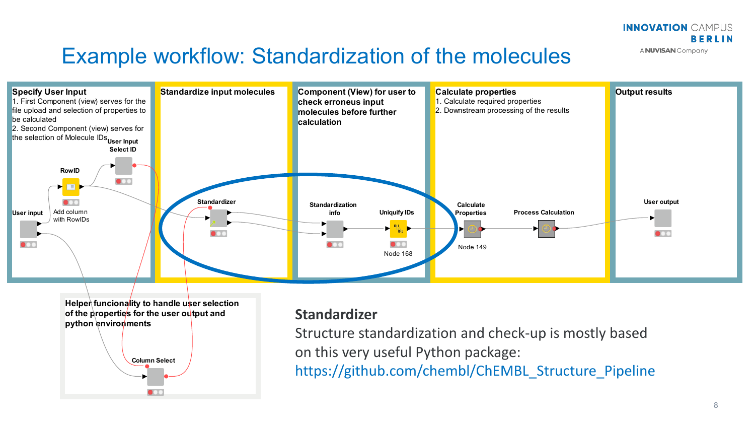# Example workflow: Standardization of the molecules

**Specify User Input**
1. First Component (view) serves for the file upload and selection of properties to be calculated
2. Second Component (view) serves for the selection of Molecule IDs

User Input Select ID

RowID

Add column with RowIDs

User input

**Standardize input molecules**

Standardizer

**Component (View) for user to check erroneus input molecules before further calculation**

Standardization info

Uniquify IDs

Node 168

**Calculate properties**
1. Calculate required properties
2. Downstream processing of the results

Calculate Properties

Node 149

Process Calculation

**Output results**

User output

**Helper funcionality to handle user selection of the properties for the user output and python environments**

Column Select

## Standardizer

Structure standardization and check-up is mostly based on this very useful Python package: https://github.com/chembl/ChEMBL_Structure_Pipeline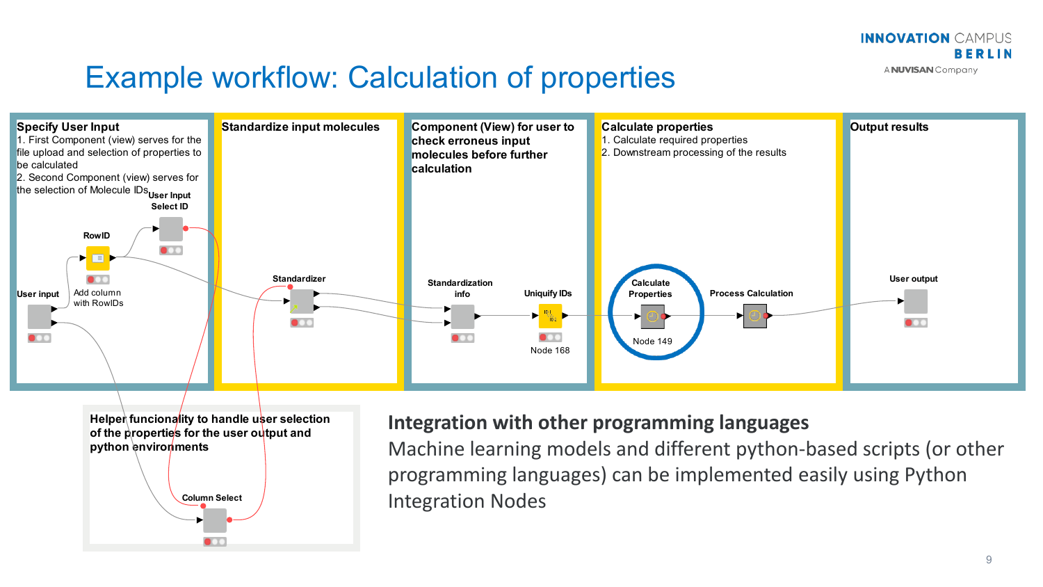# Example workflow: Calculation of properties

**Specify User Input**
1. First Component (view) serves for the file upload and selection of properties to be calculated
2. Second Component (view) serves for the selection of Molecule IDs

User Input Select ID

RowID

User input

Add column with RowIDs

**Standardize input molecules**

Standardizer

**Component (View) for user to check erroneus input molecules before further calculation**

Standardization info

Uniquify IDs

Node 168

**Calculate properties**
1. Calculate required properties
2. Downstream processing of the results

Calculate Properties

Node 149

Process Calculation

**Output results**

User output

**Helper funcionality to handle user selection of the properties for the user output and python environments**

Column Select

## Integration with other programming languages

Machine learning models and different python-based scripts (or other programming languages) can be implemented easily using Python Integration Nodes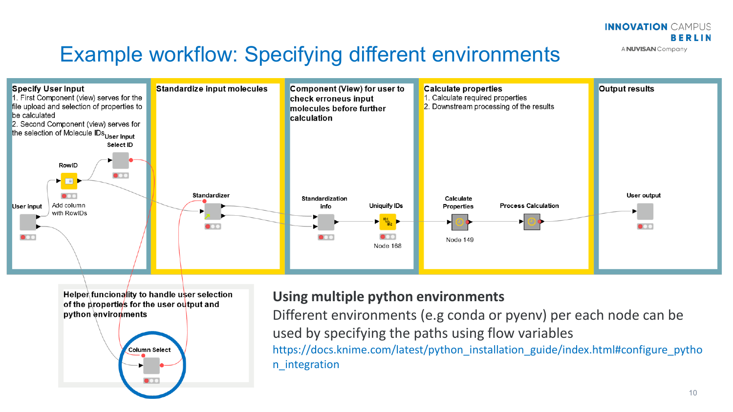# Example workflow: Specifying different environments

**Specify User Input**
1. First Component (view) serves for the file upload and selection of properties to be calculated
2. Second Component (view) serves for the selection of Molecule IDs

User Input Select ID

RowID

User input

Add column with RowIDs

**Standardize input molecules**

Standardizer

**Component (View) for user to check erroneus input molecules before further calculation**

Standardization info

Uniquify IDs

Node 168

**Calculate properties**
1. Calculate required properties
2. Downstream processing of the results

Calculate Properties

Process Calculation

Node 149

**Output results**

User output

**Helper funcionality to handle user selection of the properties for the user output and python environments**

Column Select

## Using multiple python environments

Different environments (e.g conda or pyenv) per each node can be used by specifying the paths using flow variables

https://docs.knime.com/latest/python_installation_guide/index.html#configure_python_integration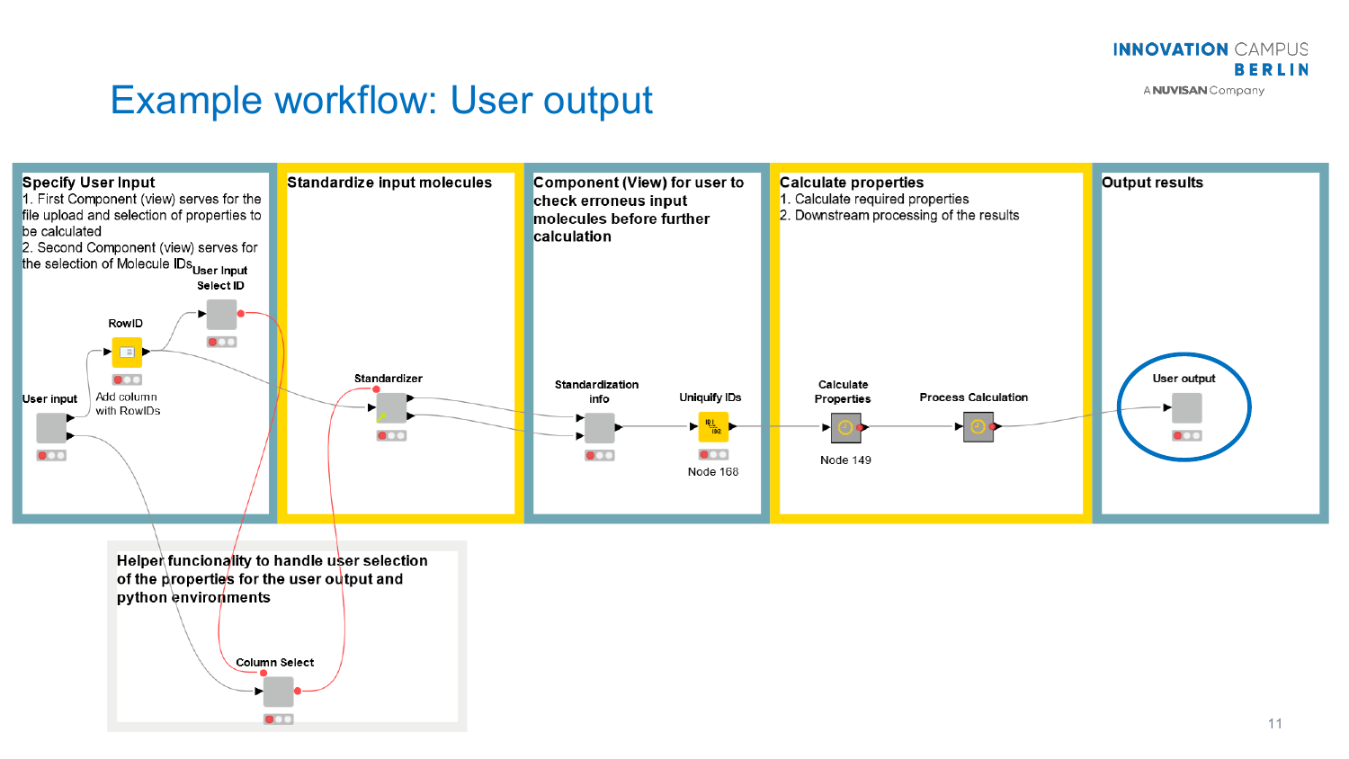# Example workflow: User output

**Specify User Input**

1. First Component (view) serves for the file upload and selection of properties to be calculated
2. Second Component (view) serves for the selection of Molecule IDs

User Input Select ID

RowID

Add column with RowIDs

User input

**Standardize input molecules**

Standardizer

**Component (View) for user to check erroneus input molecules before further calculation**

Standardization info

Uniquify IDs

Node 168

**Calculate properties**

1. Calculate required properties
2. Downstream processing of the results

Calculate Properties

Node 149

Process Calculation

**Output results**

User output

**Helper funcionality to handle user selection of the properties for the user output and python environments**

Column Select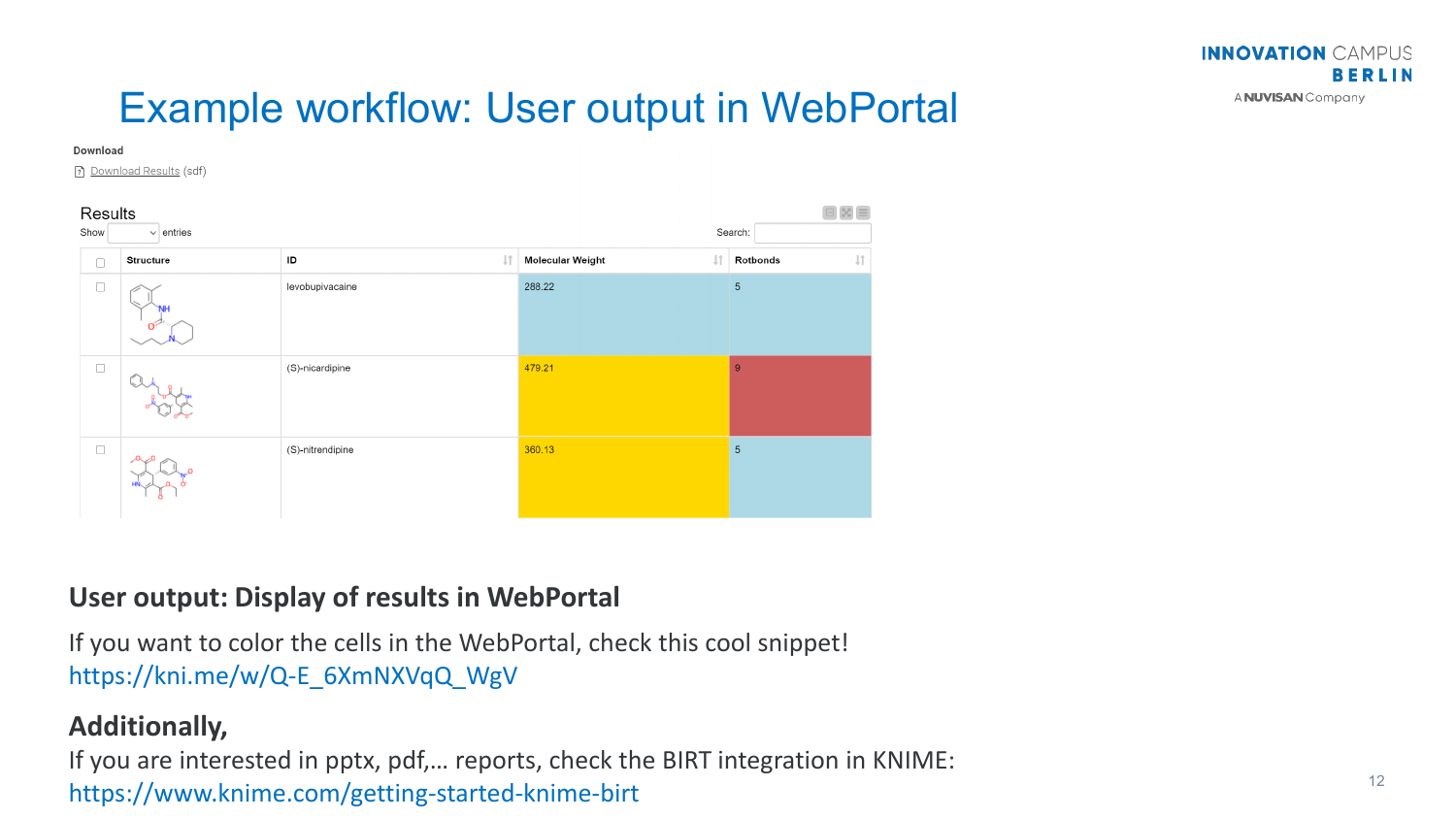# Example workflow: User output in WebPortal

**Download**

Download Results (sdf)

Results

Show entries Search:

| Structure | ID | Molecular Weight | Rotbonds |
|---|---|---|---|
| | levobupivacaine | 288.22 | 5 |
| | (S)-nicardipine | 479.21 | 9 |
| | (S)-nitrendipine | 360.13 | 5 |

## User output: Display of results in WebPortal

If you want to color the cells in the WebPortal, check this cool snippet!
https://kni.me/w/Q-E_6XmNXVqQ_WgV

## Additionally,

If you are interested in pptx, pdf,… reports, check the BIRT integration in KNIME:
https://www.knime.com/getting-started-knime-birt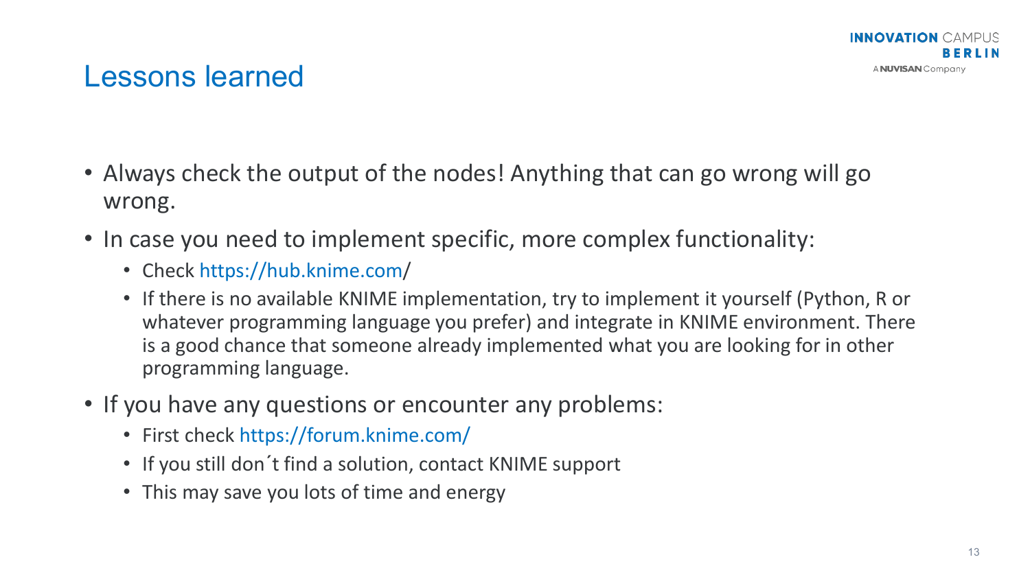# Lessons learned

- Always check the output of the nodes! Anything that can go wrong will go wrong.
- In case you need to implement specific, more complex functionality:
  - Check https://hub.knime.com/
  - If there is no available KNIME implementation, try to implement it yourself (Python, R or whatever programming language you prefer) and integrate in KNIME environment. There is a good chance that someone already implemented what you are looking for in other programming language.
- If you have any questions or encounter any problems:
  - First check https://forum.knime.com/
  - If you still don´t find a solution, contact KNIME support
  - This may save you lots of time and energy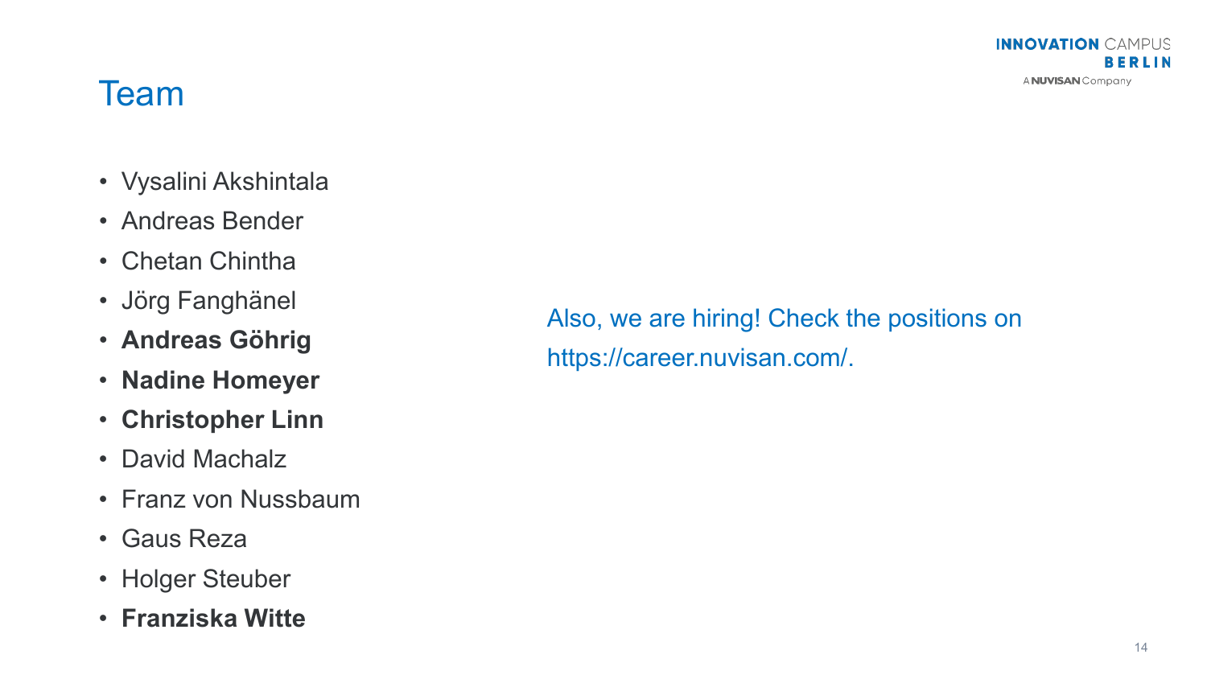# Team

- Vysalini Akshintala
- Andreas Bender
- Chetan Chintha
- Jörg Fanghänel
- **Andreas Göhrig**
- **Nadine Homeyer**
- **Christopher Linn**
- David Machalz
- Franz von Nussbaum
- Gaus Reza
- Holger Steuber
- **Franziska Witte**

Also, we are hiring! Check the positions on https://career.nuvisan.com/.